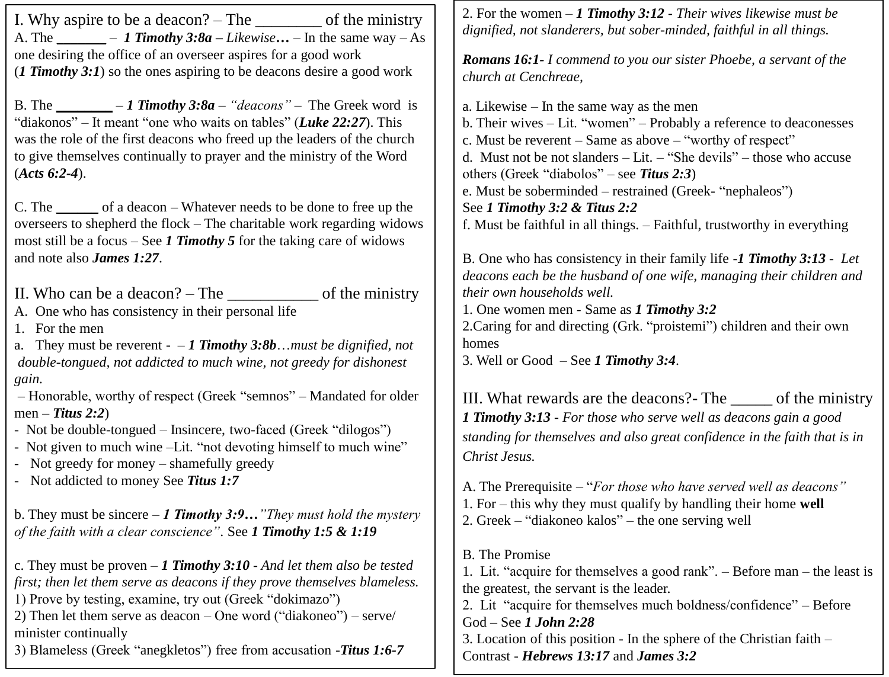## I. Why aspire to be a deacon? – The ________ of the ministry

A. The _______ – ***1 Timothy 3:8a*** – *Likewise…* – In the same way – As one desiring the office of an overseer aspires for a good work (***1 Timothy 3:1***) so the ones aspiring to be deacons desire a good work

B. The ________ – ***1 Timothy 3:8a*** – *"deacons"* – The Greek word is "diakonos" – It meant "one who waits on tables" (***Luke 22:27***). This was the role of the first deacons who freed up the leaders of the church to give themselves continually to prayer and the ministry of the Word (***Acts 6:2-4***).

C. The ______ of a deacon – Whatever needs to be done to free up the overseers to shepherd the flock – The charitable work regarding widows most still be a focus – See ***1 Timothy 5*** for the taking care of widows and note also ***James 1:27***.

## II. Who can be a deacon? – The ___________ of the ministry

A. One who has consistency in their personal life

1. For the men

a. They must be reverent - – ***1 Timothy 3:8b****…must be dignified, not double-tongued, not addicted to much wine, not greedy for dishonest gain.*

– Honorable, worthy of respect (Greek "semnos" – Mandated for older men – ***Titus 2:2***)

- Not be double-tongued – Insincere, two-faced (Greek "dilogos")
- Not given to much wine –Lit. "not devoting himself to much wine"
- Not greedy for money – shamefully greedy
- Not addicted to money See ***Titus 1:7***

b. They must be sincere – ***1 Timothy 3:9…****"They must hold the mystery of the faith with a clear conscience"*. See ***1 Timothy 1:5 & 1:19***

c. They must be proven – ***1 Timothy 3:10*** - *And let them also be tested first; then let them serve as deacons if they prove themselves blameless.*

1) Prove by testing, examine, try out (Greek "dokimazo")
2) Then let them serve as deacon – One word ("diakoneo") – serve/ minister continually
3) Blameless (Greek "anegkletos") free from accusation -***Titus 1:6-7***

2. For the women – ***1 Timothy 3:12*** - *Their wives likewise must be dignified, not slanderers, but sober-minded, faithful in all things.*

***Romans 16:1***- *I commend to you our sister Phoebe, a servant of the church at Cenchreae,*

a. Likewise – In the same way as the men
b. Their wives – Lit. "women" – Probably a reference to deaconesses
c. Must be reverent – Same as above – "worthy of respect"
d. Must not be not slanders – Lit. – "She devils" – those who accuse others (Greek "diabolos" – see ***Titus 2:3***)
e. Must be soberminded – restrained (Greek- "nephaleos")
See ***1 Timothy 3:2 & Titus 2:2***
f. Must be faithful in all things. – Faithful, trustworthy in everything

B. One who has consistency in their family life -***1 Timothy 3:13*** - *Let deacons each be the husband of one wife, managing their children and their own households well.*

1. One women men - Same as ***1 Timothy 3:2***
2. Caring for and directing (Grk. "proistemi") children and their own homes
3. Well or Good – See ***1 Timothy 3:4***.

## III. What rewards are the deacons?- The _____ of the ministry

***1 Timothy 3:13*** - *For those who serve well as deacons gain a good standing for themselves and also great confidence in the faith that is in Christ Jesus.*

A. The Prerequisite – "*For those who have served well as deacons"*

1. For – this why they must qualify by handling their home **well**
2. Greek – "diakoneo kalos" – the one serving well

B. The Promise

1. Lit. "acquire for themselves a good rank". – Before man – the least is the greatest, the servant is the leader.
2. Lit "acquire for themselves much boldness/confidence" – Before God – See ***1 John 2:28***
3. Location of this position - In the sphere of the Christian faith – Contrast - ***Hebrews 13:17*** and ***James 3:2***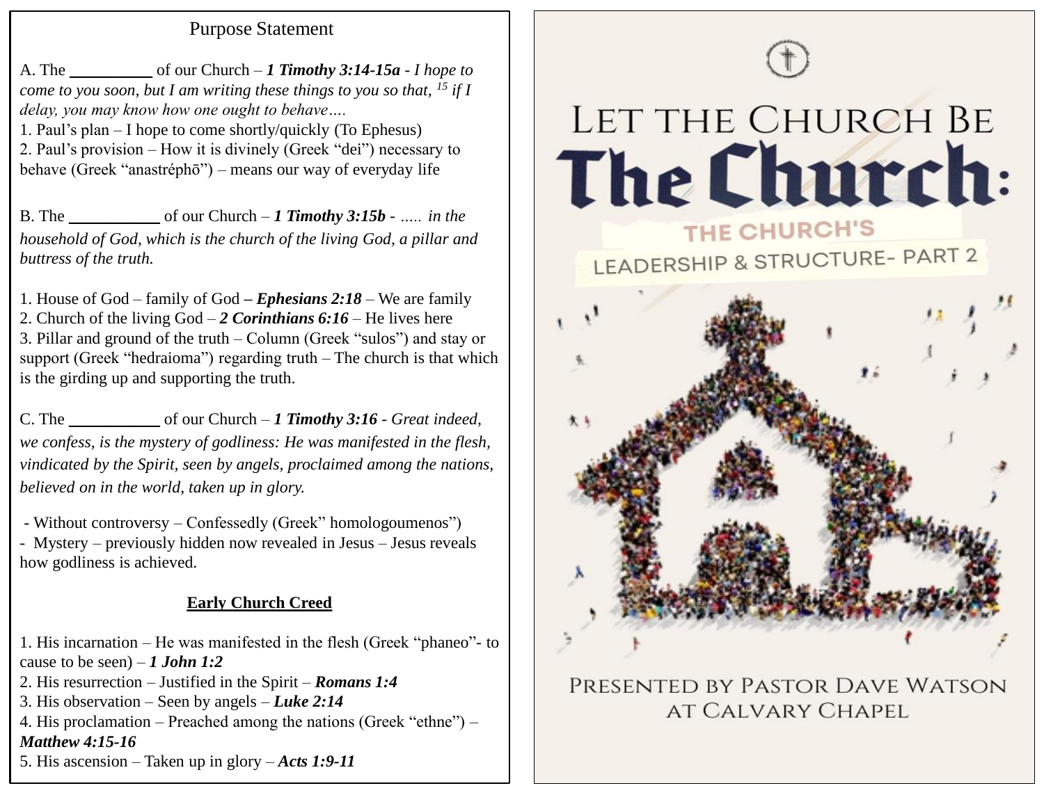## Purpose Statement

A. The __________ of our Church – ***1 Timothy 3:14-15a*** - *I hope to come to you soon, but I am writing these things to you so that, [15] if I delay, you may know how one ought to behave….*

1. Paul's plan – I hope to come shortly/quickly (To Ephesus)
2. Paul's provision – How it is divinely (Greek "dei") necessary to behave (Greek "anastréphō") – means our way of everyday life

B. The ___________ of our Church – ***1 Timothy 3:15b*** - *….. in the household of God, which is the church of the living God, a pillar and buttress of the truth.*

1. House of God – family of God ***– Ephesians 2:18*** – We are family
2. Church of the living God – ***2 Corinthians 6:16*** – He lives here
3. Pillar and ground of the truth – Column (Greek "sulos") and stay or support (Greek "hedraioma") regarding truth – The church is that which is the girding up and supporting the truth.

C. The ___________ of our Church – ***1 Timothy 3:16*** - *Great indeed, we confess, is the mystery of godliness: He was manifested in the flesh, vindicated by the Spirit, seen by angels, proclaimed among the nations, believed on in the world, taken up in glory.*

- Without controversy – Confessedly (Greek" homologoumenos")
- Mystery – previously hidden now revealed in Jesus – Jesus reveals how godliness is achieved.

**Early Church Creed**

1. His incarnation – He was manifested in the flesh (Greek "phaneo"- to cause to be seen) – ***1 John 1:2***
2. His resurrection – Justified in the Spirit – ***Romans 1:4***
3. His observation – Seen by angels – ***Luke 2:14***
4. His proclamation – Preached among the nations (Greek "ethne") – ***Matthew 4:15-16***
5. His ascension – Taken up in glory – ***Acts 1:9-11***

# Let the Church Be The Church:

## The Church's Leadership & Structure- Part 2

Presented by Pastor Dave Watson at Calvary Chapel